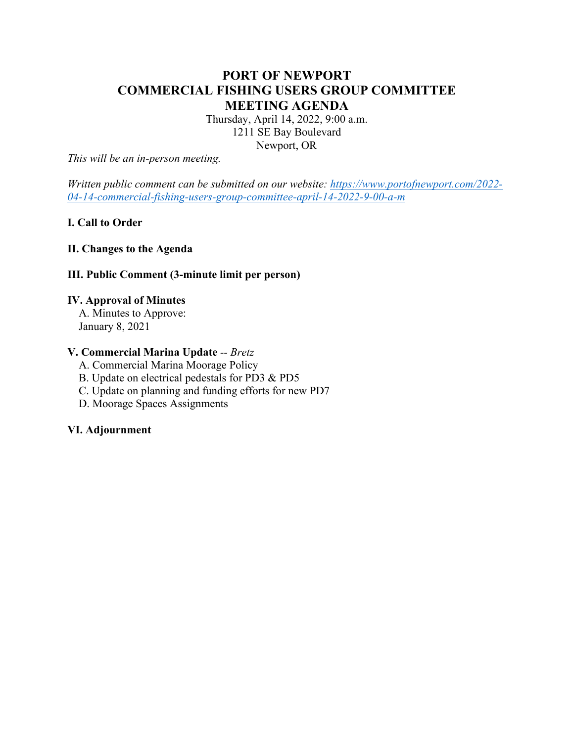# PORT OF NEWPORT
# COMMERCIAL FISHING USERS GROUP COMMITTEE
# MEETING AGENDA

Thursday, April 14, 2022, 9:00 a.m.
1211 SE Bay Boulevard
Newport, OR

*This will be an in-person meeting.*

*Written public comment can be submitted on our website: [https://www.portofnewport.com/2022-04-14-commercial-fishing-users-group-committee-april-14-2022-9-00-a-m](https://www.portofnewport.com/2022-04-14-commercial-fishing-users-group-committee-april-14-2022-9-00-a-m)*

**I. Call to Order**

**II. Changes to the Agenda**

**III. Public Comment (3-minute limit per person)**

**IV. Approval of Minutes**

A. Minutes to Approve:
January 8, 2021

**V. Commercial Marina Update** -- *Bretz*

A. Commercial Marina Moorage Policy
B. Update on electrical pedestals for PD3 & PD5
C. Update on planning and funding efforts for new PD7
D. Moorage Spaces Assignments

**VI. Adjournment**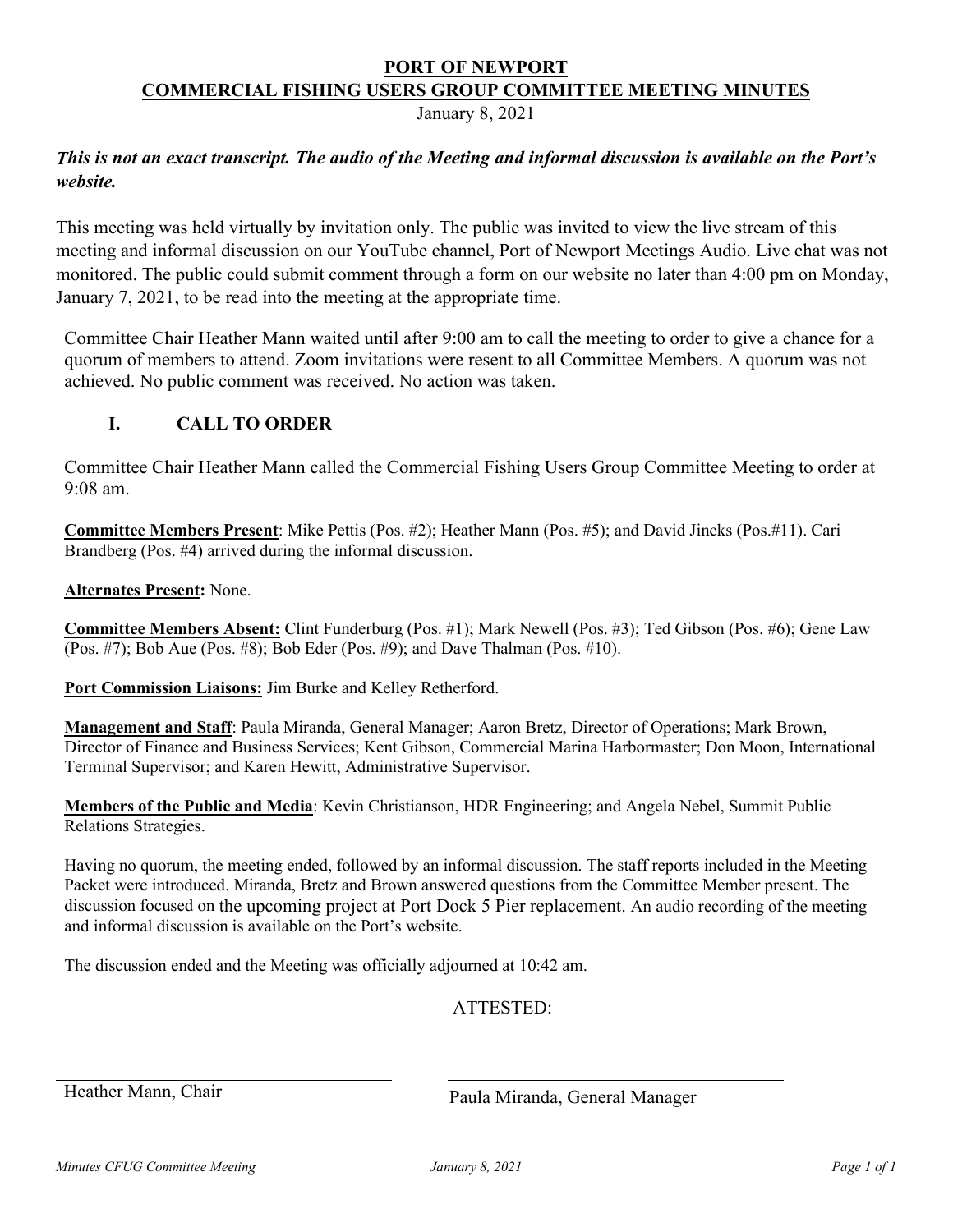# PORT OF NEWPORT
## COMMERCIAL FISHING USERS GROUP COMMITTEE MEETING MINUTES

January 8, 2021

***This is not an exact transcript. The audio of the Meeting and informal discussion is available on the Port's website.***

This meeting was held virtually by invitation only. The public was invited to view the live stream of this meeting and informal discussion on our YouTube channel, Port of Newport Meetings Audio. Live chat was not monitored. The public could submit comment through a form on our website no later than 4:00 pm on Monday, January 7, 2021, to be read into the meeting at the appropriate time.

Committee Chair Heather Mann waited until after 9:00 am to call the meeting to order to give a chance for a quorum of members to attend. Zoom invitations were resent to all Committee Members. A quorum was not achieved. No public comment was received. No action was taken.

## I. CALL TO ORDER

Committee Chair Heather Mann called the Commercial Fishing Users Group Committee Meeting to order at 9:08 am.

**Committee Members Present**: Mike Pettis (Pos. #2); Heather Mann (Pos. #5); and David Jincks (Pos.#11). Cari Brandberg (Pos. #4) arrived during the informal discussion.

**Alternates Present:** None.

**Committee Members Absent:** Clint Funderburg (Pos. #1); Mark Newell (Pos. #3); Ted Gibson (Pos. #6); Gene Law (Pos. #7); Bob Aue (Pos. #8); Bob Eder (Pos. #9); and Dave Thalman (Pos. #10).

**Port Commission Liaisons:** Jim Burke and Kelley Retherford.

**Management and Staff**: Paula Miranda, General Manager; Aaron Bretz, Director of Operations; Mark Brown, Director of Finance and Business Services; Kent Gibson, Commercial Marina Harbormaster; Don Moon, International Terminal Supervisor; and Karen Hewitt, Administrative Supervisor.

**Members of the Public and Media**: Kevin Christianson, HDR Engineering; and Angela Nebel, Summit Public Relations Strategies.

Having no quorum, the meeting ended, followed by an informal discussion. The staff reports included in the Meeting Packet were introduced. Miranda, Bretz and Brown answered questions from the Committee Member present. The discussion focused on the upcoming project at Port Dock 5 Pier replacement. An audio recording of the meeting and informal discussion is available on the Port's website.

The discussion ended and the Meeting was officially adjourned at 10:42 am.

ATTESTED:

Heather Mann, Chair

Paula Miranda, General Manager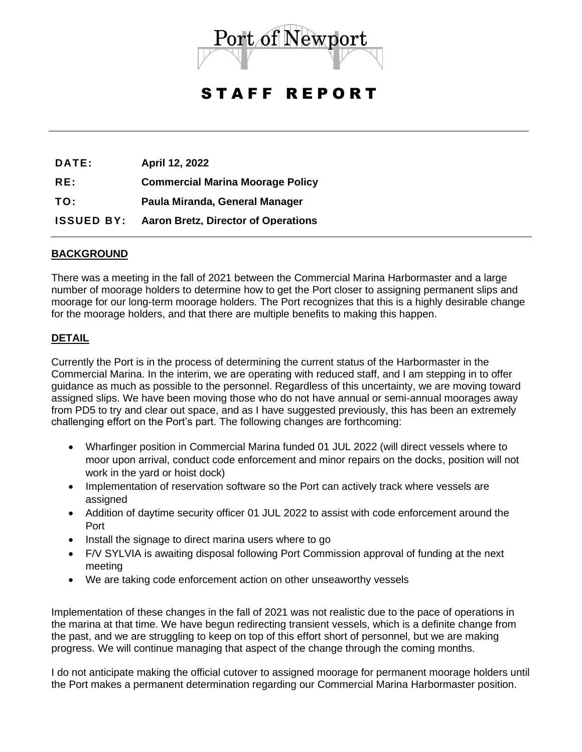Port of Newport

# STAFF REPORT

| | |
|---|---|
| **DATE:** | **April 12, 2022** |
| **RE:** | **Commercial Marina Moorage Policy** |
| **TO:** | **Paula Miranda, General Manager** |
| **ISSUED BY:** | **Aaron Bretz, Director of Operations** |

## BACKGROUND

There was a meeting in the fall of 2021 between the Commercial Marina Harbormaster and a large number of moorage holders to determine how to get the Port closer to assigning permanent slips and moorage for our long-term moorage holders. The Port recognizes that this is a highly desirable change for the moorage holders, and that there are multiple benefits to making this happen.

## DETAIL

Currently the Port is in the process of determining the current status of the Harbormaster in the Commercial Marina. In the interim, we are operating with reduced staff, and I am stepping in to offer guidance as much as possible to the personnel. Regardless of this uncertainty, we are moving toward assigned slips. We have been moving those who do not have annual or semi-annual moorages away from PD5 to try and clear out space, and as I have suggested previously, this has been an extremely challenging effort on the Port's part. The following changes are forthcoming:

- Wharfinger position in Commercial Marina funded 01 JUL 2022 (will direct vessels where to moor upon arrival, conduct code enforcement and minor repairs on the docks, position will not work in the yard or hoist dock)
- Implementation of reservation software so the Port can actively track where vessels are assigned
- Addition of daytime security officer 01 JUL 2022 to assist with code enforcement around the Port
- Install the signage to direct marina users where to go
- F/V SYLVIA is awaiting disposal following Port Commission approval of funding at the next meeting
- We are taking code enforcement action on other unseaworthy vessels

Implementation of these changes in the fall of 2021 was not realistic due to the pace of operations in the marina at that time. We have begun redirecting transient vessels, which is a definite change from the past, and we are struggling to keep on top of this effort short of personnel, but we are making progress. We will continue managing that aspect of the change through the coming months.

I do not anticipate making the official cutover to assigned moorage for permanent moorage holders until the Port makes a permanent determination regarding our Commercial Marina Harbormaster position.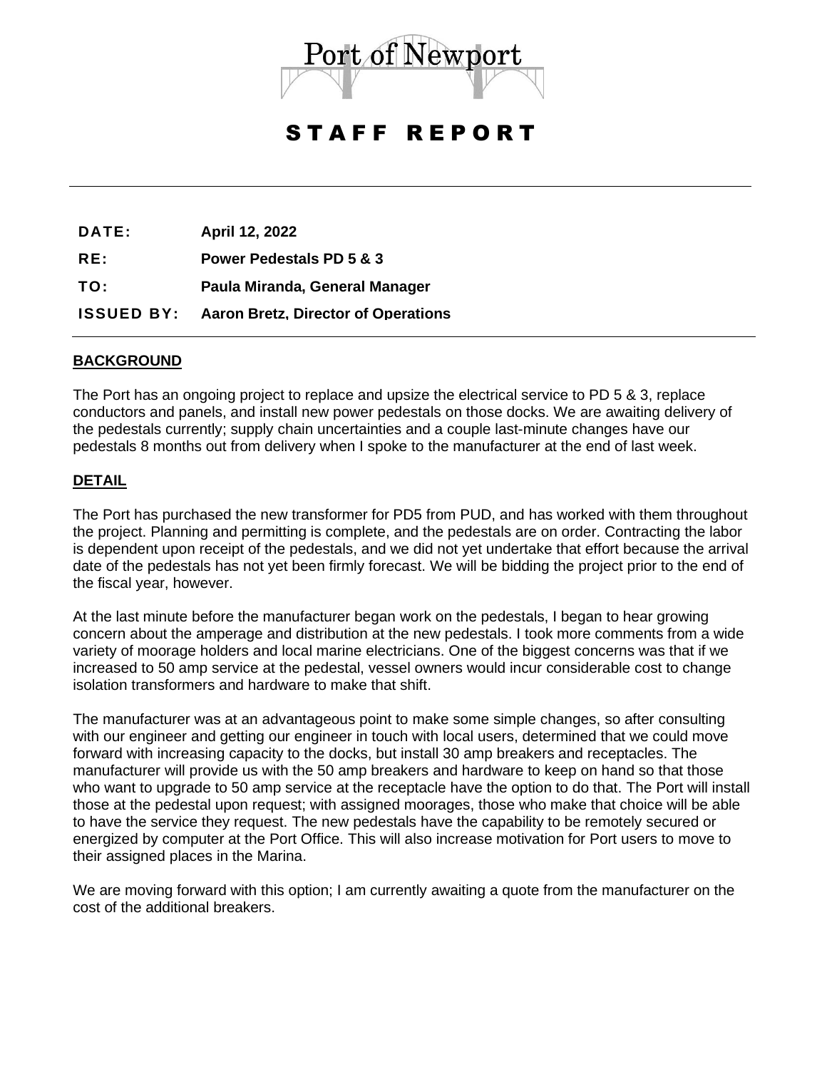Port of Newport

# STAFF REPORT

**DATE:** April 12, 2022

**RE:** Power Pedestals PD 5 & 3

**TO:** Paula Miranda, General Manager

**ISSUED BY:** Aaron Bretz, Director of Operations

## BACKGROUND

The Port has an ongoing project to replace and upsize the electrical service to PD 5 & 3, replace conductors and panels, and install new power pedestals on those docks. We are awaiting delivery of the pedestals currently; supply chain uncertainties and a couple last-minute changes have our pedestals 8 months out from delivery when I spoke to the manufacturer at the end of last week.

## DETAIL

The Port has purchased the new transformer for PD5 from PUD, and has worked with them throughout the project. Planning and permitting is complete, and the pedestals are on order. Contracting the labor is dependent upon receipt of the pedestals, and we did not yet undertake that effort because the arrival date of the pedestals has not yet been firmly forecast. We will be bidding the project prior to the end of the fiscal year, however.

At the last minute before the manufacturer began work on the pedestals, I began to hear growing concern about the amperage and distribution at the new pedestals. I took more comments from a wide variety of moorage holders and local marine electricians. One of the biggest concerns was that if we increased to 50 amp service at the pedestal, vessel owners would incur considerable cost to change isolation transformers and hardware to make that shift.

The manufacturer was at an advantageous point to make some simple changes, so after consulting with our engineer and getting our engineer in touch with local users, determined that we could move forward with increasing capacity to the docks, but install 30 amp breakers and receptacles. The manufacturer will provide us with the 50 amp breakers and hardware to keep on hand so that those who want to upgrade to 50 amp service at the receptacle have the option to do that. The Port will install those at the pedestal upon request; with assigned moorages, those who make that choice will be able to have the service they request. The new pedestals have the capability to be remotely secured or energized by computer at the Port Office. This will also increase motivation for Port users to move to their assigned places in the Marina.

We are moving forward with this option; I am currently awaiting a quote from the manufacturer on the cost of the additional breakers.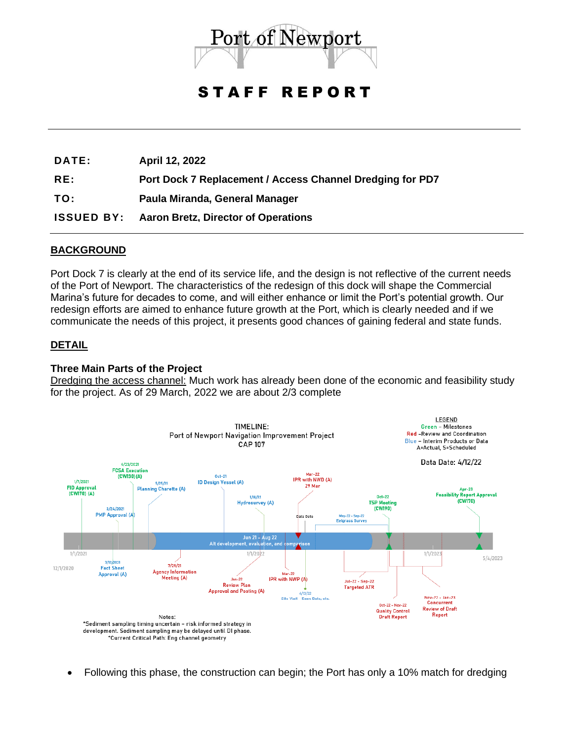# Port of Newport

## STAFF REPORT

| | |
|---|---|
| **DATE:** | **April 12, 2022** |
| **RE:** | **Port Dock 7 Replacement / Access Channel Dredging for PD7** |
| **TO:** | **Paula Miranda, General Manager** |
| **ISSUED BY:** | **Aaron Bretz, Director of Operations** |

### BACKGROUND

Port Dock 7 is clearly at the end of its service life, and the design is not reflective of the current needs of the Port of Newport. The characteristics of the redesign of this dock will shape the Commercial Marina's future for decades to come, and will either enhance or limit the Port's potential growth. Our redesign efforts are aimed to enhance future growth at the Port, which is clearly needed and if we communicate the needs of this project, it presents good chances of gaining federal and state funds.

### DETAIL

**Three Main Parts of the Project**

Dredging the access channel: Much work has already been done of the economic and feasibility study for the project. As of 29 March, 2022 we are about 2/3 complete

TIMELINE:
Port of Newport Navigation Improvement Project
CAP 107

LEGEND
Green – Milestones
Red – Review and Coordination
Blue – Interim Products or Data
A=Actual, S=Scheduled

Data Date: 4/12/22

- 12/1/2020
- 1/1/2021
- 1/7/2021 FID Approval (CW170) (A)
- 3/12/2021 Fact Sheet Approval (A)
- 3/24/2021 PMP Approval (A)
- 4/23/2021 FCSA Execution (CW130) (A)
- 5/25/21 Planning Charette (A)
- 7/29/21 Agency Information Meeting (A)
- Jun 21 – Aug 22 Alt development, evaluation, and comparison
- Oct-21 ID Design Vessel (A)
- 1/1/2022
- Jan-22 Review Plan Approval and Posting (A)
- 1/18/22 Hydrosurvey (A)
- Mar-22 IPR with NWD (A) 29 Mar
- Mar-22 IPR with NWP (A)
- Data Date
- 4/13/22 Site Visit Eegn Data, etc.
- May-22 – Sep-22 Eelgrass Survey
- Jul-22 – Sep-22 Targeted ATR
- Oct-22 TSP Meeting (CW190)
- Oct-22 – Nov-22 Quality Control Draft Report
- Nov-22 – Jan-23 Concurrent Review of Draft Report
- 1/1/2023
- Apr-23 Feasibility Report Approval (CW170)
- 5/4/2023

Notes:
*Sediment sampling timing uncertain – risk informed strategy in development. Sediment sampling may be delayed until DI phase.
*Current Critical Path: Eng channel geometry

- Following this phase, the construction can begin; the Port has only a 10% match for dredging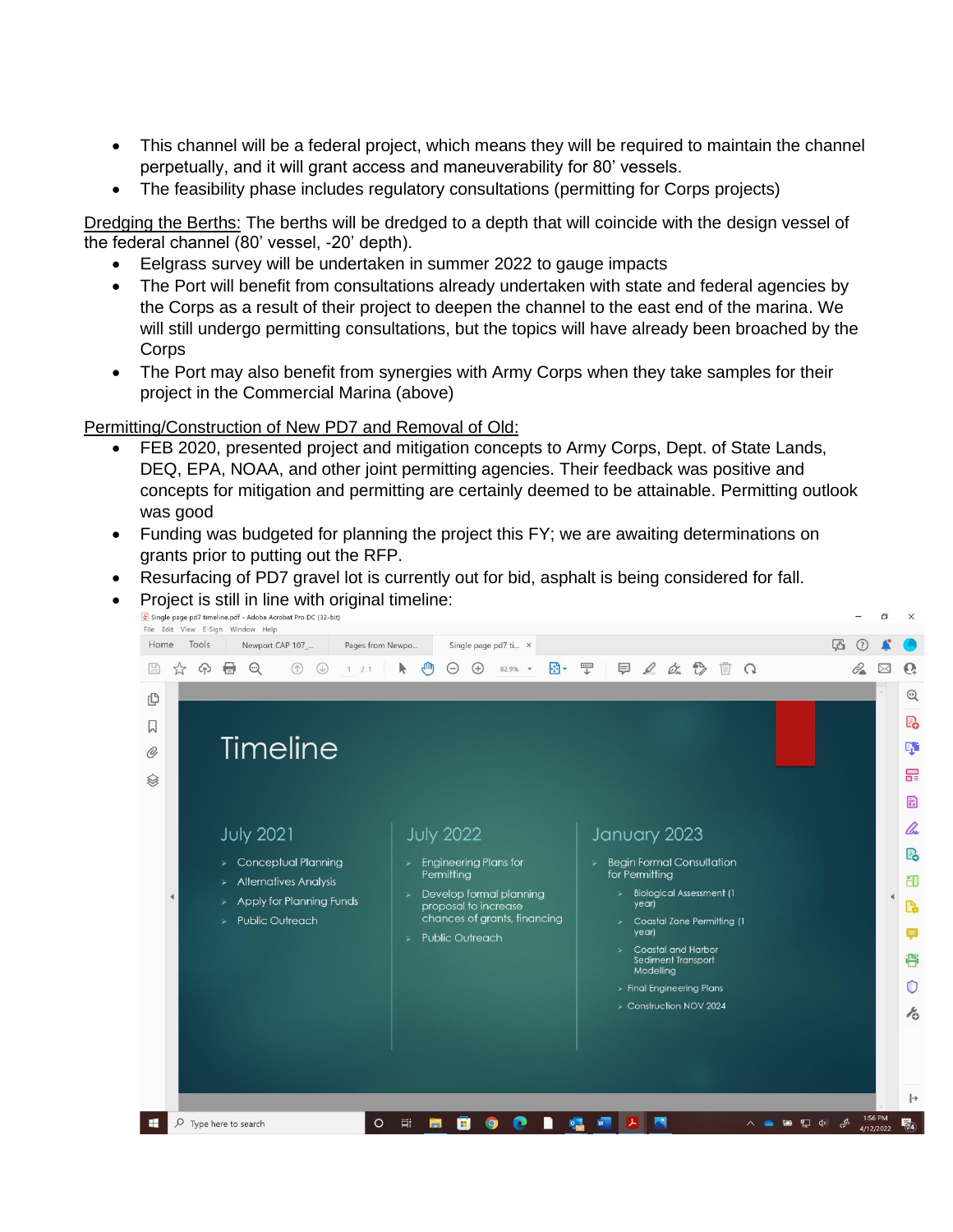- This channel will be a federal project, which means they will be required to maintain the channel perpetually, and it will grant access and maneuverability for 80' vessels.
- The feasibility phase includes regulatory consultations (permitting for Corps projects)

Dredging the Berths: The berths will be dredged to a depth that will coincide with the design vessel of the federal channel (80' vessel, -20' depth).

- Eelgrass survey will be undertaken in summer 2022 to gauge impacts
- The Port will benefit from consultations already undertaken with state and federal agencies by the Corps as a result of their project to deepen the channel to the east end of the marina. We will still undergo permitting consultations, but the topics will have already been broached by the Corps
- The Port may also benefit from synergies with Army Corps when they take samples for their project in the Commercial Marina (above)

Permitting/Construction of New PD7 and Removal of Old:

- FEB 2020, presented project and mitigation concepts to Army Corps, Dept. of State Lands, DEQ, EPA, NOAA, and other joint permitting agencies. Their feedback was positive and concepts for mitigation and permitting are certainly deemed to be attainable. Permitting outlook was good
- Funding was budgeted for planning the project this FY; we are awaiting determinations on grants prior to putting out the RFP.
- Resurfacing of PD7 gravel lot is currently out for bid, asphalt is being considered for fall.
- Project is still in line with original timeline:

**Timeline**

**July 2021**

- Conceptual Planning
- Alternatives Analysis
- Apply for Planning Funds
- Public Outreach

**July 2022**

- Engineering Plans for Permitting
- Develop formal planning proposal to increase chances of grants, financing
- Public Outreach

**January 2023**

- Begin Formal Consultation for Permitting
  - Biological Assessment (1 year)
  - Coastal Zone Permitting (1 year)
  - Coastal and Harbor Sediment Transport Modelling
  - Final Engineering Plans
  - Construction NOV 2024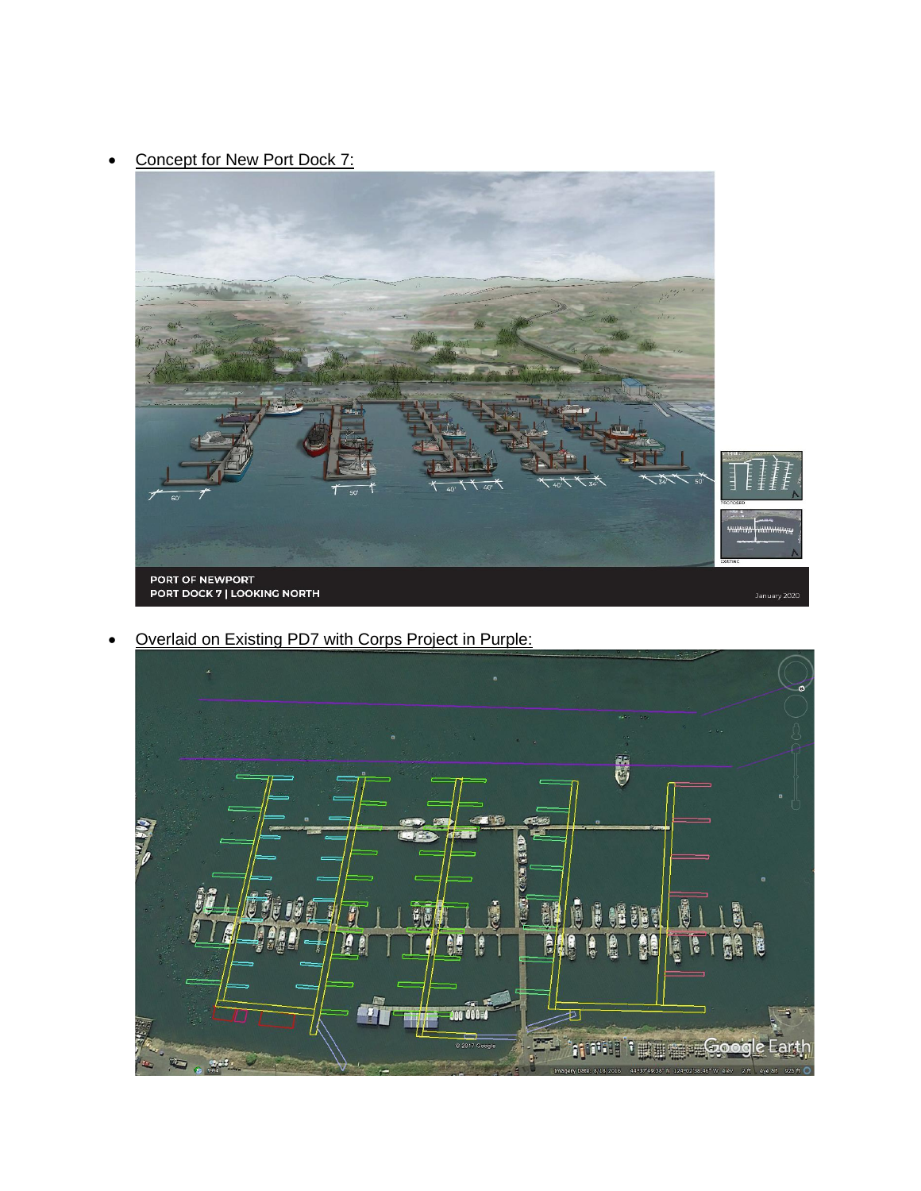- Concept for New Port Dock 7:

- Overlaid on Existing PD7 with Corps Project in Purple: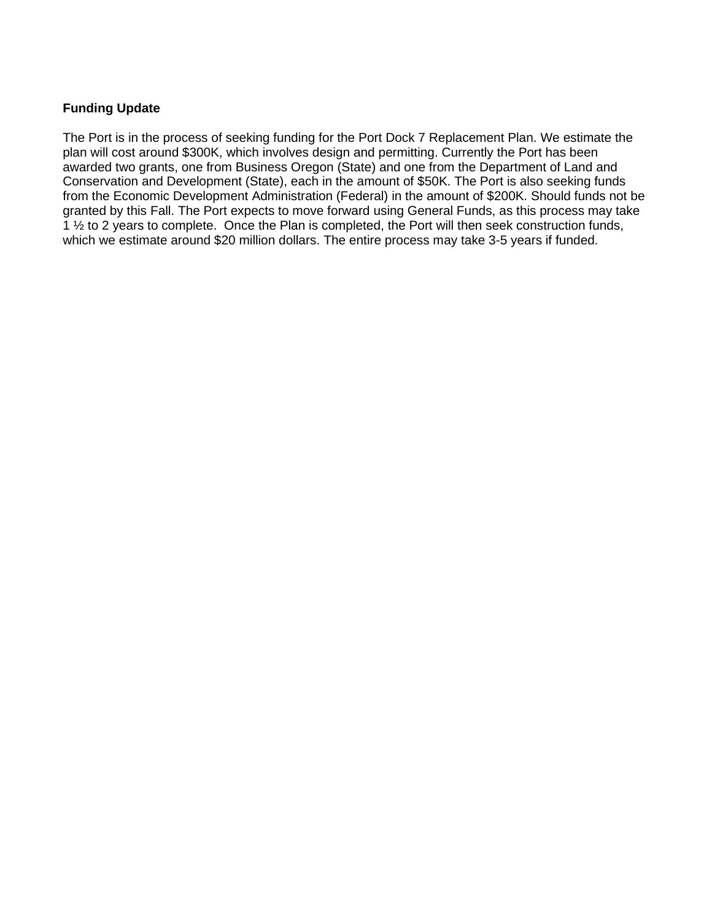**Funding Update**

The Port is in the process of seeking funding for the Port Dock 7 Replacement Plan. We estimate the plan will cost around $300K, which involves design and permitting. Currently the Port has been awarded two grants, one from Business Oregon (State) and one from the Department of Land and Conservation and Development (State), each in the amount of $50K. The Port is also seeking funds from the Economic Development Administration (Federal) in the amount of $200K. Should funds not be granted by this Fall. The Port expects to move forward using General Funds, as this process may take 1 ½ to 2 years to complete. Once the Plan is completed, the Port will then seek construction funds, which we estimate around $20 million dollars. The entire process may take 3-5 years if funded.